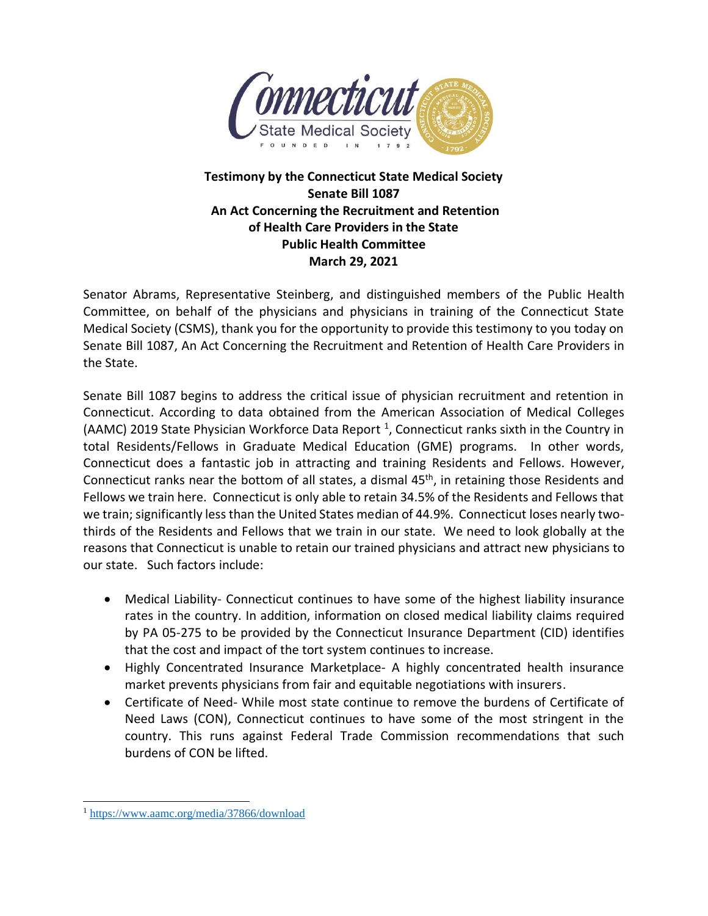**Testimony by the Connecticut State Medical Society**
**Senate Bill 1087**
**An Act Concerning the Recruitment and Retention of Health Care Providers in the State**
**Public Health Committee**
**March 29, 2021**

Senator Abrams, Representative Steinberg, and distinguished members of the Public Health Committee, on behalf of the physicians and physicians in training of the Connecticut State Medical Society (CSMS), thank you for the opportunity to provide this testimony to you today on Senate Bill 1087, An Act Concerning the Recruitment and Retention of Health Care Providers in the State.

Senate Bill 1087 begins to address the critical issue of physician recruitment and retention in Connecticut. According to data obtained from the American Association of Medical Colleges (AAMC) 2019 State Physician Workforce Data Report [1], Connecticut ranks sixth in the Country in total Residents/Fellows in Graduate Medical Education (GME) programs. In other words, Connecticut does a fantastic job in attracting and training Residents and Fellows. However, Connecticut ranks near the bottom of all states, a dismal 45th, in retaining those Residents and Fellows we train here. Connecticut is only able to retain 34.5% of the Residents and Fellows that we train; significantly less than the United States median of 44.9%. Connecticut loses nearly two-thirds of the Residents and Fellows that we train in our state. We need to look globally at the reasons that Connecticut is unable to retain our trained physicians and attract new physicians to our state. Such factors include:

- Medical Liability- Connecticut continues to have some of the highest liability insurance rates in the country. In addition, information on closed medical liability claims required by PA 05-275 to be provided by the Connecticut Insurance Department (CID) identifies that the cost and impact of the tort system continues to increase.
- Highly Concentrated Insurance Marketplace- A highly concentrated health insurance market prevents physicians from fair and equitable negotiations with insurers.
- Certificate of Need- While most state continue to remove the burdens of Certificate of Need Laws (CON), Connecticut continues to have some of the most stringent in the country. This runs against Federal Trade Commission recommendations that such burdens of CON be lifted.

[1] https://www.aamc.org/media/37866/download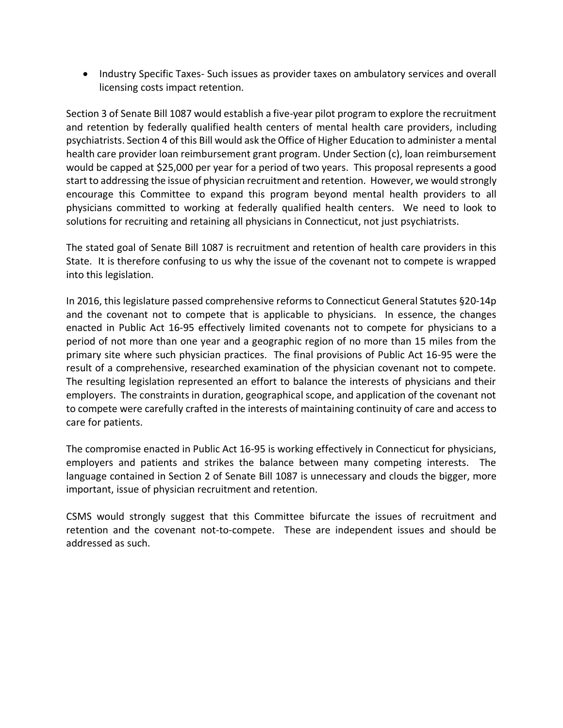- Industry Specific Taxes- Such issues as provider taxes on ambulatory services and overall licensing costs impact retention.

Section 3 of Senate Bill 1087 would establish a five-year pilot program to explore the recruitment and retention by federally qualified health centers of mental health care providers, including psychiatrists. Section 4 of this Bill would ask the Office of Higher Education to administer a mental health care provider loan reimbursement grant program. Under Section (c), loan reimbursement would be capped at $25,000 per year for a period of two years. This proposal represents a good start to addressing the issue of physician recruitment and retention. However, we would strongly encourage this Committee to expand this program beyond mental health providers to all physicians committed to working at federally qualified health centers. We need to look to solutions for recruiting and retaining all physicians in Connecticut, not just psychiatrists.

The stated goal of Senate Bill 1087 is recruitment and retention of health care providers in this State. It is therefore confusing to us why the issue of the covenant not to compete is wrapped into this legislation.

In 2016, this legislature passed comprehensive reforms to Connecticut General Statutes §20-14p and the covenant not to compete that is applicable to physicians. In essence, the changes enacted in Public Act 16-95 effectively limited covenants not to compete for physicians to a period of not more than one year and a geographic region of no more than 15 miles from the primary site where such physician practices. The final provisions of Public Act 16-95 were the result of a comprehensive, researched examination of the physician covenant not to compete. The resulting legislation represented an effort to balance the interests of physicians and their employers. The constraints in duration, geographical scope, and application of the covenant not to compete were carefully crafted in the interests of maintaining continuity of care and access to care for patients.

The compromise enacted in Public Act 16-95 is working effectively in Connecticut for physicians, employers and patients and strikes the balance between many competing interests. The language contained in Section 2 of Senate Bill 1087 is unnecessary and clouds the bigger, more important, issue of physician recruitment and retention.

CSMS would strongly suggest that this Committee bifurcate the issues of recruitment and retention and the covenant not-to-compete. These are independent issues and should be addressed as such.